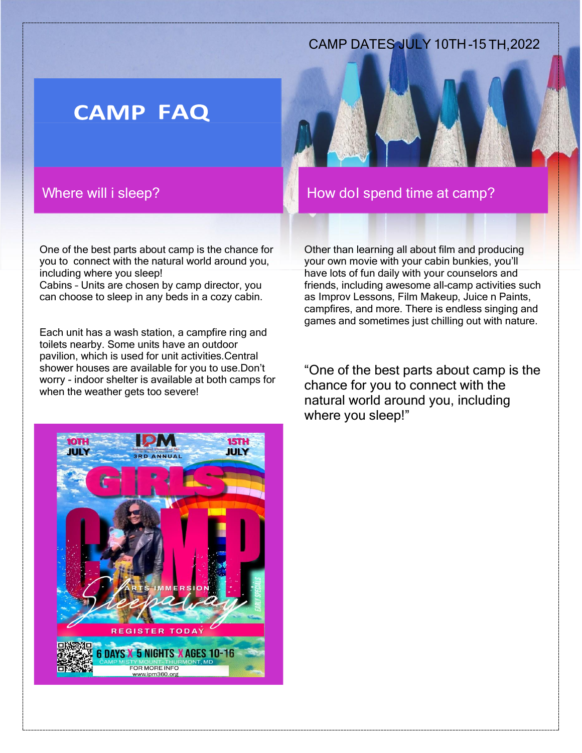CAMP DATES JULY 10TH-15 TH,2022

# CAMP FAQ

## Where will i sleep?

One of the best parts about camp is the chance for you to connect with the natural world around you, including where you sleep!
Cabins – Units are chosen by camp director, you can choose to sleep in any beds in a cozy cabin.

Each unit has a wash station, a campfire ring and toilets nearby. Some units have an outdoor pavilion, which is used for unit activities.Central shower houses are available for you to use.Don't worry - indoor shelter is available at both camps for when the weather gets too severe!

10TH JULY

IPM

3RD ANNUAL

15TH JULY

GIRLS CAMP

ARTS IMMERSION

Sleepaway

EARLY SPECIALS

REGISTER TODAY

6 DAYS X 5 NIGHTS X AGES 10-16

CAMP MISTY MOUNT- THURMONT, MD

FOR MORE INFO

www.ipm360.org

## How doI spend time at camp?

Other than learning all about film and producing your own movie with your cabin bunkies, you'll have lots of fun daily with your counselors and friends, including awesome all-camp activities such as Improv Lessons, Film Makeup, Juice n Paints, campfires, and more. There is endless singing and games and sometimes just chilling out with nature.

"One of the best parts about camp is the chance for you to connect with the natural world around you, including where you sleep!"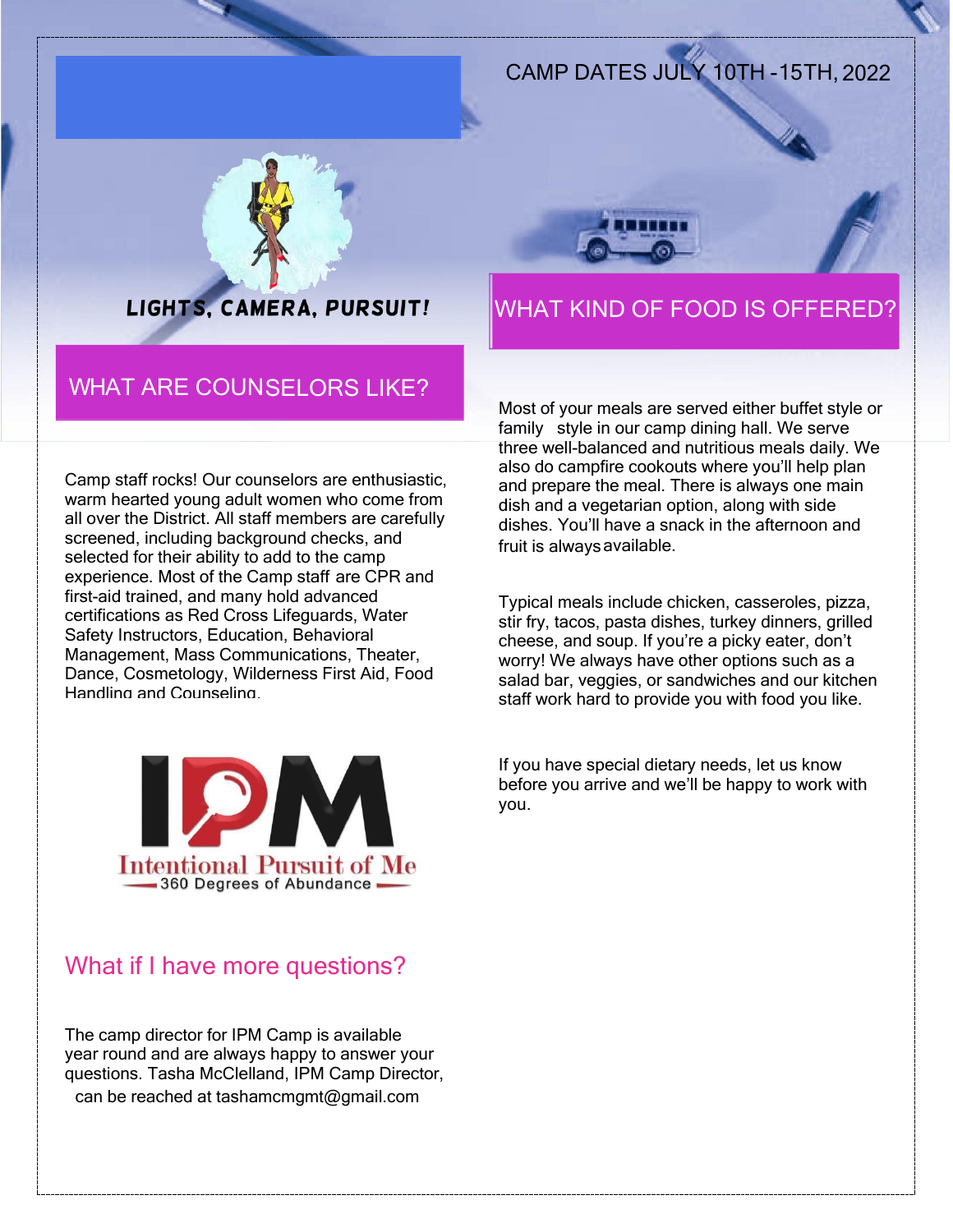CAMP DATES JULY 10TH -15TH, 2022

**LIGHTS, CAMERA, PURSUIT!**

## WHAT ARE COUNSELORS LIKE?

Camp staff rocks! Our counselors are enthusiastic, warm hearted young adult women who come from all over the District. All staff members are carefully screened, including background checks, and selected for their ability to add to the camp experience. Most of the Camp staff are CPR and first-aid trained, and many hold advanced certifications as Red Cross Lifeguards, Water Safety Instructors, Education, Behavioral Management, Mass Communications, Theater, Dance, Cosmetology, Wilderness First Aid, Food Handling and Counseling.

Intentional Pursuit of Me
360 Degrees of Abundance

## What if I have more questions?

The camp director for IPM Camp is available year round and are always happy to answer your questions. Tasha McClelland, IPM Camp Director, can be reached at tashamcmgmt@gmail.com

## WHAT KIND OF FOOD IS OFFERED?

Most of your meals are served either buffet style or family style in our camp dining hall. We serve three well-balanced and nutritious meals daily. We also do campfire cookouts where you'll help plan and prepare the meal. There is always one main dish and a vegetarian option, along with side dishes. You'll have a snack in the afternoon and fruit is always available.

Typical meals include chicken, casseroles, pizza, stir fry, tacos, pasta dishes, turkey dinners, grilled cheese, and soup. If you're a picky eater, don't worry! We always have other options such as a salad bar, veggies, or sandwiches and our kitchen staff work hard to provide you with food you like.

If you have special dietary needs, let us know before you arrive and we'll be happy to work with you.